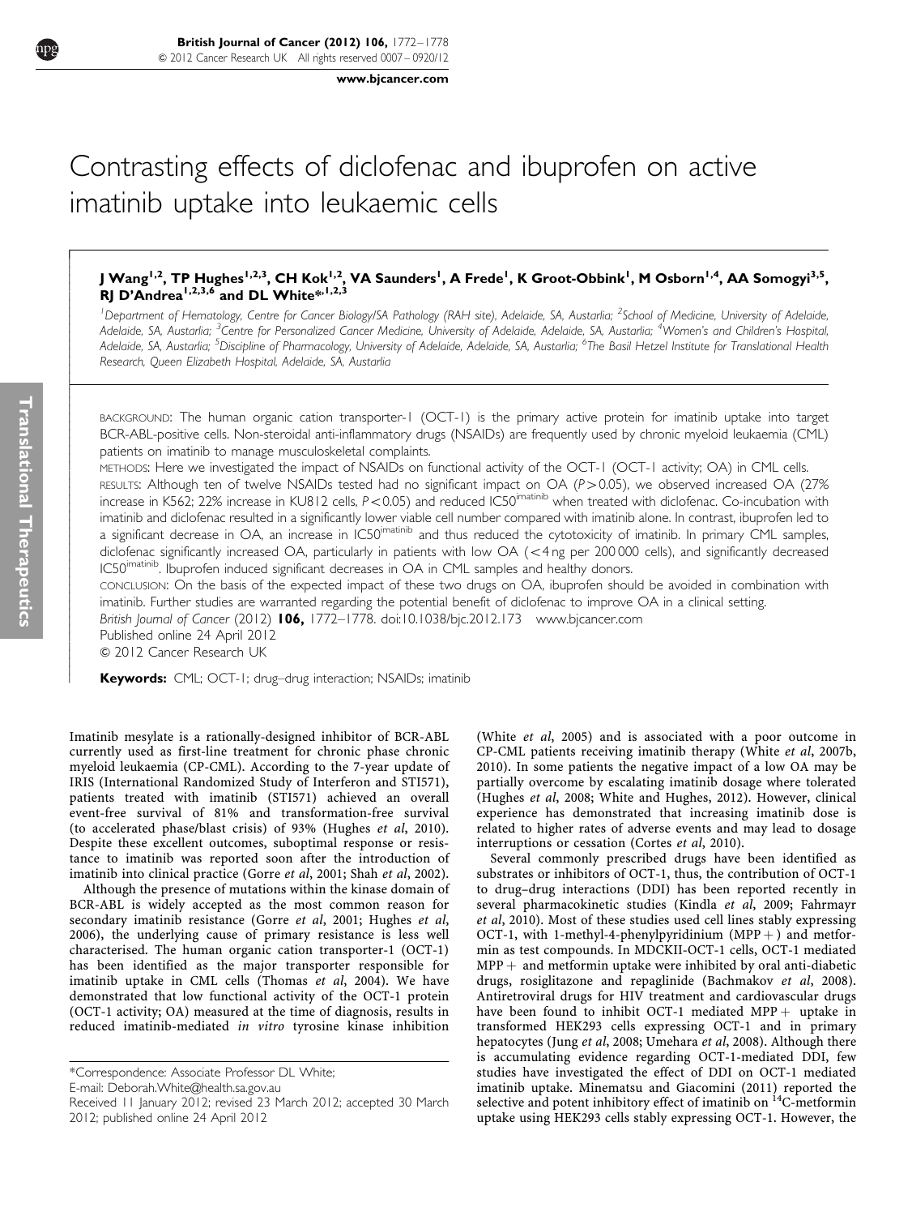# Contrasting effects of diclofenac and ibuprofen on active imatinib uptake into leukaemic cells

**J Wang[1,2], TP Hughes[1,2,3], CH Kok[1,2], VA Saunders[1], A Frede[1], K Groot-Obbink[1], M Osborn[1,4], AA Somogyi[3,5], RJ D'Andrea[1,2,3,6] and DL White*[1,2,3]**

[1]Department of Hematology, Centre for Cancer Biology/SA Pathology (RAH site), Adelaide, SA, Austarlia; [2]School of Medicine, University of Adelaide, Adelaide, SA, Austarlia; [3]Centre for Personalized Cancer Medicine, University of Adelaide, Adelaide, SA, Austarlia; [4]Women's and Children's Hospital, Adelaide, SA, Austarlia; [5]Discipline of Pharmacology, University of Adelaide, Adelaide, SA, Austarlia; [6]The Basil Hetzel Institute for Translational Health Research, Queen Elizabeth Hospital, Adelaide, SA, Austarlia

BACKGROUND: The human organic cation transporter-1 (OCT-1) is the primary active protein for imatinib uptake into target BCR-ABL-positive cells. Non-steroidal anti-inflammatory drugs (NSAIDs) are frequently used by chronic myeloid leukaemia (CML) patients on imatinib to manage musculoskeletal complaints.

METHODS: Here we investigated the impact of NSAIDs on functional activity of the OCT-1 (OCT-1 activity; OA) in CML cells.

RESULTS: Although ten of twelve NSAIDs tested had no significant impact on OA ($P>0.05$), we observed increased OA (27% increase in K562; 22% increase in KU812 cells, $P<0.05$) and reduced $IC50^{imatinib}$ when treated with diclofenac. Co-incubation with imatinib and diclofenac resulted in a significantly lower viable cell number compared with imatinib alone. In contrast, ibuprofen led to a significant decrease in OA, an increase in $IC50^{imatinib}$ and thus reduced the cytotoxicity of imatinib. In primary CML samples, diclofenac significantly increased OA, particularly in patients with low OA (<4 ng per 200 000 cells), and significantly decreased $IC50^{imatinib}$. Ibuprofen induced significant decreases in OA in CML samples and healthy donors.

CONCLUSION: On the basis of the expected impact of these two drugs on OA, ibuprofen should be avoided in combination with imatinib. Further studies are warranted regarding the potential benefit of diclofenac to improve OA in a clinical setting.

*British Journal of Cancer* (2012) **106,** 1772–1778. doi:10.1038/bjc.2012.173 www.bjcancer.com

Published online 24 April 2012

© 2012 Cancer Research UK

**Keywords:** CML; OCT-1; drug–drug interaction; NSAIDs; imatinib

Imatinib mesylate is a rationally-designed inhibitor of BCR-ABL currently used as first-line treatment for chronic phase chronic myeloid leukaemia (CP-CML). According to the 7-year update of IRIS (International Randomized Study of Interferon and STI571), patients treated with imatinib (STI571) achieved an overall event-free survival of 81% and transformation-free survival (to accelerated phase/blast crisis) of 93% (Hughes *et al*, 2010). Despite these excellent outcomes, suboptimal response or resistance to imatinib was reported soon after the introduction of imatinib into clinical practice (Gorre *et al*, 2001; Shah *et al*, 2002).

Although the presence of mutations within the kinase domain of BCR-ABL is widely accepted as the most common reason for secondary imatinib resistance (Gorre *et al*, 2001; Hughes *et al*, 2006), the underlying cause of primary resistance is less well characterised. The human organic cation transporter-1 (OCT-1) has been identified as the major transporter responsible for imatinib uptake in CML cells (Thomas *et al*, 2004). We have demonstrated that low functional activity of the OCT-1 protein (OCT-1 activity; OA) measured at the time of diagnosis, results in reduced imatinib-mediated *in vitro* tyrosine kinase inhibition (White *et al*, 2005) and is associated with a poor outcome in CP-CML patients receiving imatinib therapy (White *et al*, 2007b, 2010). In some patients the negative impact of a low OA may be partially overcome by escalating imatinib dosage where tolerated (Hughes *et al*, 2008; White and Hughes, 2012). However, clinical experience has demonstrated that increasing imatinib dose is related to higher rates of adverse events and may lead to dosage interruptions or cessation (Cortes *et al*, 2010).

Several commonly prescribed drugs have been identified as substrates or inhibitors of OCT-1, thus, the contribution of OCT-1 to drug–drug interactions (DDI) has been reported recently in several pharmacokinetic studies (Kindla *et al*, 2009; Fahrmayr *et al*, 2010). Most of these studies used cell lines stably expressing OCT-1, with 1-methyl-4-phenylpyridinium (MPP+) and metformin as test compounds. In MDCKII-OCT-1 cells, OCT-1 mediated MPP+ and metformin uptake were inhibited by oral anti-diabetic drugs, rosiglitazone and repaglinide (Bachmakov *et al*, 2008). Antiretroviral drugs for HIV treatment and cardiovascular drugs have been found to inhibit OCT-1 mediated MPP+ uptake in transformed HEK293 cells expressing OCT-1 and in primary hepatocytes (Jung *et al*, 2008; Umehara *et al*, 2008). Although there is accumulating evidence regarding OCT-1-mediated DDI, few studies have investigated the effect of DDI on OCT-1 mediated imatinib uptake. Minematsu and Giacomini (2011) reported the selective and potent inhibitory effect of imatinib on $^{14}$C-metformin uptake using HEK293 cells stably expressing OCT-1. However, the

*Correspondence: Associate Professor DL White;
E-mail: Deborah.White@health.sa.gov.au
Received 11 January 2012; revised 23 March 2012; accepted 30 March 2012; published online 24 April 2012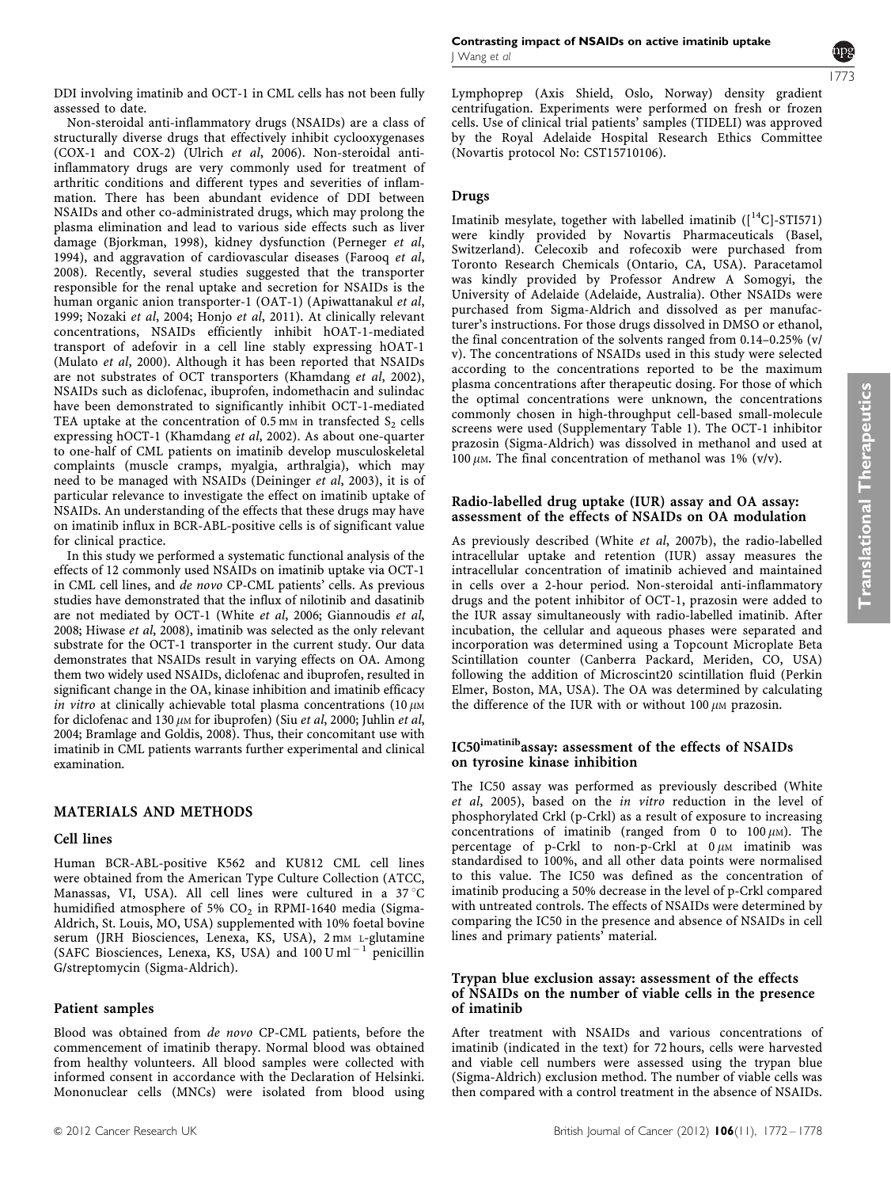DDI involving imatinib and OCT-1 in CML cells has not been fully assessed to date.

Non-steroidal anti-inflammatory drugs (NSAIDs) are a class of structurally diverse drugs that effectively inhibit cyclooxygenases (COX-1 and COX-2) (Ulrich *et al*, 2006). Non-steroidal anti-inflammatory drugs are very commonly used for treatment of arthritic conditions and different types and severities of inflammation. There has been abundant evidence of DDI between NSAIDs and other co-administrated drugs, which may prolong the plasma elimination and lead to various side effects such as liver damage (Bjorkman, 1998), kidney dysfunction (Perneger *et al*, 1994), and aggravation of cardiovascular diseases (Farooq *et al*, 2008). Recently, several studies suggested that the transporter responsible for the renal uptake and secretion for NSAIDs is the human organic anion transporter-1 (OAT-1) (Apiwattanakul *et al*, 1999; Nozaki *et al*, 2004; Honjo *et al*, 2011). At clinically relevant concentrations, NSAIDs efficiently inhibit hOAT-1-mediated transport of adefovir in a cell line stably expressing hOAT-1 (Mulato *et al*, 2000). Although it has been reported that NSAIDs are not substrates of OCT transporters (Khamdang *et al*, 2002), NSAIDs such as diclofenac, ibuprofen, indomethacin and sulindac have been demonstrated to significantly inhibit OCT-1-mediated TEA uptake at the concentration of 0.5 mM in transfected $S_2$ cells expressing hOCT-1 (Khamdang *et al*, 2002). As about one-quarter to one-half of CML patients on imatinib develop musculoskeletal complaints (muscle cramps, myalgia, arthralgia), which may need to be managed with NSAIDs (Deininger *et al*, 2003), it is of particular relevance to investigate the effect on imatinib uptake of NSAIDs. An understanding of the effects that these drugs may have on imatinib influx in BCR-ABL-positive cells is of significant value for clinical practice.

In this study we performed a systematic functional analysis of the effects of 12 commonly used NSAIDs on imatinib uptake via OCT-1 in CML cell lines, and *de novo* CP-CML patients' cells. As previous studies have demonstrated that the influx of nilotinib and dasatinib are not mediated by OCT-1 (White *et al*, 2006; Giannoudis *et al*, 2008; Hiwase *et al*, 2008), imatinib was selected as the only relevant substrate for the OCT-1 transporter in the current study. Our data demonstrates that NSAIDs result in varying effects on OA. Among them two widely used NSAIDs, diclofenac and ibuprofen, resulted in significant change in the OA, kinase inhibition and imatinib efficacy *in vitro* at clinically achievable total plasma concentrations (10 $\mu$M for diclofenac and 130 $\mu$M for ibuprofen) (Siu *et al*, 2000; Juhlin *et al*, 2004; Bramlage and Goldis, 2008). Thus, their concomitant use with imatinib in CML patients warrants further experimental and clinical examination.

## MATERIALS AND METHODS

### Cell lines

Human BCR-ABL-positive K562 and KU812 CML cell lines were obtained from the American Type Culture Collection (ATCC, Manassas, VI, USA). All cell lines were cultured in a 37 °C humidified atmosphere of 5% $CO_2$ in RPMI-1640 media (Sigma-Aldrich, St. Louis, MO, USA) supplemented with 10% foetal bovine serum (JRH Biosciences, Lenexa, KS, USA), 2 mM L-glutamine (SAFC Biosciences, Lenexa, KS, USA) and 100 U ml$^{-1}$ penicillin G/streptomycin (Sigma-Aldrich).

### Patient samples

Blood was obtained from *de novo* CP-CML patients, before the commencement of imatinib therapy. Normal blood was obtained from healthy volunteers. All blood samples were collected with informed consent in accordance with the Declaration of Helsinki. Mononuclear cells (MNCs) were isolated from blood using Lymphoprep (Axis Shield, Oslo, Norway) density gradient centrifugation. Experiments were performed on fresh or frozen cells. Use of clinical trial patients' samples (TIDELI) was approved by the Royal Adelaide Hospital Research Ethics Committee (Novartis protocol No: CST15710106).

### Drugs

Imatinib mesylate, together with labelled imatinib ([$^{14}$C]-STI571) were kindly provided by Novartis Pharmaceuticals (Basel, Switzerland). Celecoxib and rofecoxib were purchased from Toronto Research Chemicals (Ontario, CA, USA). Paracetamol was kindly provided by Professor Andrew A Somogyi, the University of Adelaide (Adelaide, Australia). Other NSAIDs were purchased from Sigma-Aldrich and dissolved as per manufacturer's instructions. For those drugs dissolved in DMSO or ethanol, the final concentration of the solvents ranged from 0.14–0.25% (v/v). The concentrations of NSAIDs used in this study were selected according to the concentrations reported to be the maximum plasma concentrations after therapeutic dosing. For those of which the optimal concentrations were unknown, the concentrations commonly chosen in high-throughput cell-based small-molecule screens were used (Supplementary Table 1). The OCT-1 inhibitor prazosin (Sigma-Aldrich) was dissolved in methanol and used at 100 $\mu$M. The final concentration of methanol was 1% (v/v).

### Radio-labelled drug uptake (IUR) assay and OA assay: assessment of the effects of NSAIDs on OA modulation

As previously described (White *et al*, 2007b), the radio-labelled intracellular uptake and retention (IUR) assay measures the intracellular concentration of imatinib achieved and maintained in cells over a 2-hour period. Non-steroidal anti-inflammatory drugs and the potent inhibitor of OCT-1, prazosin were added to the IUR assay simultaneously with radio-labelled imatinib. After incubation, the cellular and aqueous phases were separated and incorporation was determined using a Topcount Microplate Beta Scintillation counter (Canberra Packard, Meriden, CO, USA) following the addition of Microscint20 scintillation fluid (Perkin Elmer, Boston, MA, USA). The OA was determined by calculating the difference of the IUR with or without 100 $\mu$M prazosin.

### IC50$^{imatinib}$assay: assessment of the effects of NSAIDs on tyrosine kinase inhibition

The IC50 assay was performed as previously described (White *et al*, 2005), based on the *in vitro* reduction in the level of phosphorylated Crkl (p-Crkl) as a result of exposure to increasing concentrations of imatinib (ranged from 0 to 100 $\mu$M). The percentage of p-Crkl to non-p-Crkl at 0 $\mu$M imatinib was standardised to 100%, and all other data points were normalised to this value. The IC50 was defined as the concentration of imatinib producing a 50% decrease in the level of p-Crkl compared with untreated controls. The effects of NSAIDs were determined by comparing the IC50 in the presence and absence of NSAIDs in cell lines and primary patients' material.

### Trypan blue exclusion assay: assessment of the effects of NSAIDs on the number of viable cells in the presence of imatinib

After treatment with NSAIDs and various concentrations of imatinib (indicated in the text) for 72 hours, cells were harvested and viable cell numbers were assessed using the trypan blue (Sigma-Aldrich) exclusion method. The number of viable cells was then compared with a control treatment in the absence of NSAIDs.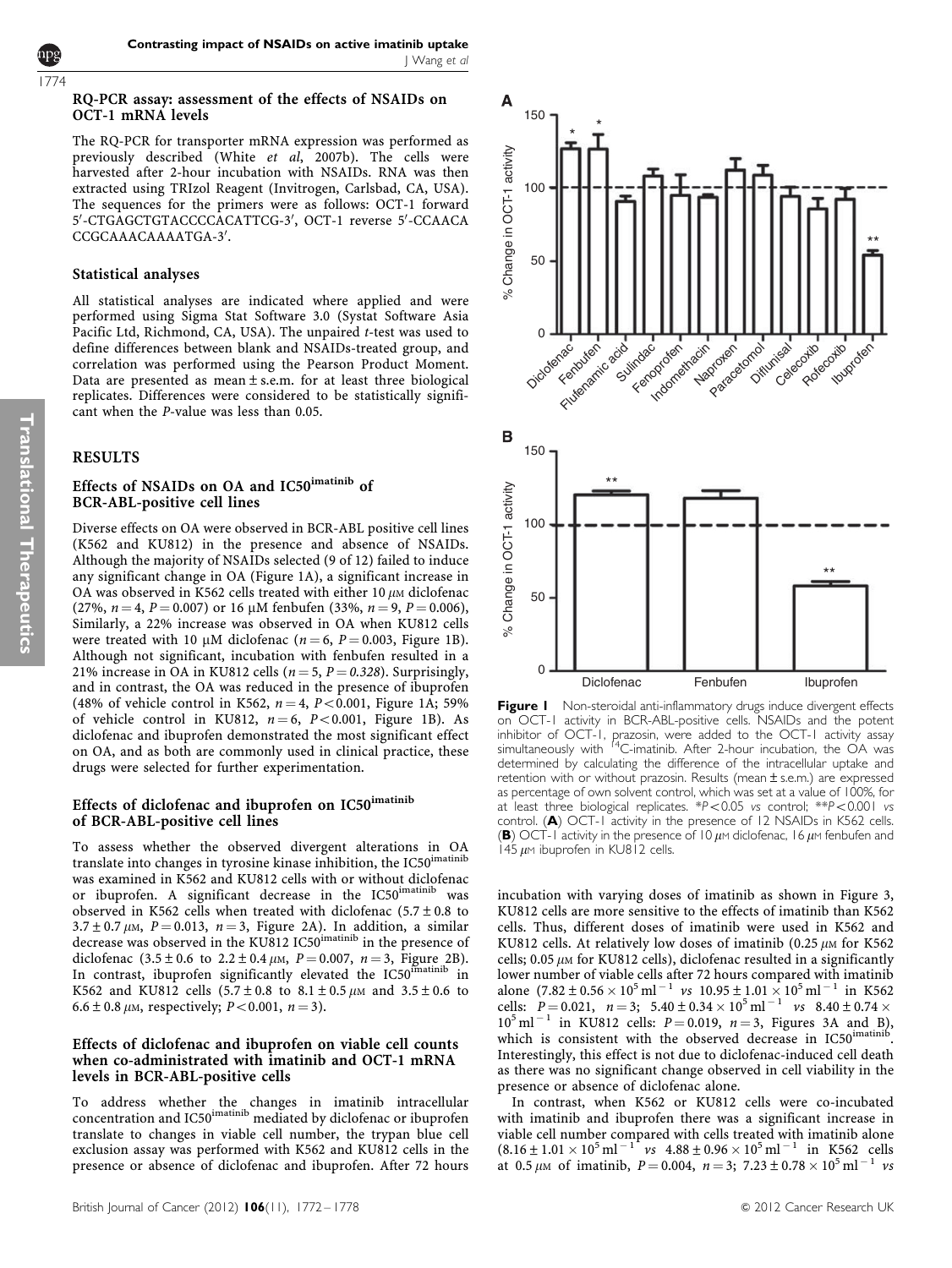## RQ-PCR assay: assessment of the effects of NSAIDs on OCT-1 mRNA levels

The RQ-PCR for transporter mRNA expression was performed as previously described (White *et al*, 2007b). The cells were harvested after 2-hour incubation with NSAIDs. RNA was then extracted using TRIzol Reagent (Invitrogen, Carlsbad, CA, USA). The sequences for the primers were as follows: OCT-1 forward 5′-CTGAGCTGTACCCCACATTCG-3′, OCT-1 reverse 5′-CCAACA CCGCAAACAAAATGA-3′.

## Statistical analyses

All statistical analyses are indicated where applied and were performed using Sigma Stat Software 3.0 (Systat Software Asia Pacific Ltd, Richmond, CA, USA). The unpaired *t*-test was used to define differences between blank and NSAIDs-treated group, and correlation was performed using the Pearson Product Moment. Data are presented as mean ± s.e.m. for at least three biological replicates. Differences were considered to be statistically significant when the *P*-value was less than 0.05.

# RESULTS

## Effects of NSAIDs on OA and IC50$^{imatinib}$ of BCR-ABL-positive cell lines

Diverse effects on OA were observed in BCR-ABL positive cell lines (K562 and KU812) in the presence and absence of NSAIDs. Although the majority of NSAIDs selected (9 of 12) failed to induce any significant change in OA (Figure 1A), a significant increase in OA was observed in K562 cells treated with either 10 $\mu$M diclofenac (27%, $n = 4$, $P = 0.007$) or 16 $\mu$M fenbufen (33%, $n = 9$, $P = 0.006$), Similarly, a 22% increase was observed in OA when KU812 cells were treated with 10 $\mu$M diclofenac ($n = 6$, $P = 0.003$, Figure 1B). Although not significant, incubation with fenbufen resulted in a 21% increase in OA in KU812 cells ($n = 5$, $P = 0.328$). Surprisingly, and in contrast, the OA was reduced in the presence of ibuprofen (48% of vehicle control in K562, $n = 4$, $P < 0.001$, Figure 1A; 59% of vehicle control in KU812, $n = 6$, $P < 0.001$, Figure 1B). As diclofenac and ibuprofen demonstrated the most significant effect on OA, and as both are commonly used in clinical practice, these drugs were selected for further experimentation.

## Effects of diclofenac and ibuprofen on IC50$^{imatinib}$ of BCR-ABL-positive cell lines

To assess whether the observed divergent alterations in OA translate into changes in tyrosine kinase inhibition, the IC50$^{imatinib}$ was examined in K562 and KU812 cells with or without diclofenac or ibuprofen. A significant decrease in the IC50$^{imatinib}$ was observed in K562 cells when treated with diclofenac (5.7 ± 0.8 to 3.7 ± 0.7 $\mu$M, $P = 0.013$, $n = 3$, Figure 2A). In addition, a similar decrease was observed in the KU812 IC50$^{imatinib}$ in the presence of diclofenac (3.5 ± 0.6 to 2.2 ± 0.4 $\mu$M, $P = 0.007$, $n = 3$, Figure 2B). In contrast, ibuprofen significantly elevated the IC50$^{imatinib}$ in K562 and KU812 cells (5.7 ± 0.8 to 8.1 ± 0.5 $\mu$M and 3.5 ± 0.6 to 6.6 ± 0.8 $\mu$M, respectively; $P < 0.001$, $n = 3$).

## Effects of diclofenac and ibuprofen on viable cell counts when co-administrated with imatinib and OCT-1 mRNA levels in BCR-ABL-positive cells

To address whether the changes in imatinib intracellular concentration and IC50$^{imatinib}$ mediated by diclofenac or ibuprofen translate to changes in viable cell number, the trypan blue cell exclusion assay was performed with K562 and KU812 cells in the presence or absence of diclofenac and ibuprofen. After 72 hours incubation with varying doses of imatinib as shown in Figure 3, KU812 cells are more sensitive to the effects of imatinib than K562 cells. Thus, different doses of imatinib were used in K562 and KU812 cells. At relatively low doses of imatinib (0.25 $\mu$M for K562 cells; 0.05 $\mu$M for KU812 cells), diclofenac resulted in a significantly lower number of viable cells after 72 hours compared with imatinib alone ($7.82 \pm 0.56 \times 10^5$ ml$^{-1}$ *vs* $10.95 \pm 1.01 \times 10^5$ ml$^{-1}$ in K562 cells: $P = 0.021$, $n = 3$; $5.40 \pm 0.34 \times 10^5$ ml$^{-1}$ *vs* $8.40 \pm 0.74 \times 10^5$ ml$^{-1}$ in KU812 cells: $P = 0.019$, $n = 3$, Figures 3A and B), which is consistent with the observed decrease in IC50$^{imatinib}$. Interestingly, this effect is not due to diclofenac-induced cell death as there was no significant change observed in cell viability in the presence or absence of diclofenac alone.

In contrast, when K562 or KU812 cells were co-incubated with imatinib and ibuprofen there was a significant increase in viable cell number compared with cells treated with imatinib alone ($8.16 \pm 1.01 \times 10^5$ ml$^{-1}$ *vs* $4.88 \pm 0.96 \times 10^5$ ml$^{-1}$ in K562 cells at 0.5 $\mu$M of imatinib, $P = 0.004$, $n = 3$; $7.23 \pm 0.78 \times 10^5$ ml$^{-1}$ *vs*

A

% Change in OCT-1 activity

150
100
50
0

Diclofenac, Fenbufen, Flufenamic acid, Sulindac, Fenoprofen, Indomethacin, Naproxen, Paracetomol, Diflunisal, Celecoxib, Rofecoxib, Ibuprofen

\* \* \*\*

B

% Change in OCT-1 activity

150
100
50
0

Diclofenac, Fenbufen, Ibuprofen

\*\* \*\*

**Figure 1** Non-steroidal anti-inflammatory drugs induce divergent effects on OCT-1 activity in BCR-ABL-positive cells. NSAIDs and the potent inhibitor of OCT-1, prazosin, were added to the OCT-1 activity assay simultaneously with $^{14}$C-imatinib. After 2-hour incubation, the OA was determined by calculating the difference of the intracellular uptake and retention with or without prazosin. Results (mean ± s.e.m.) are expressed as percentage of own solvent control, which was set at a value of 100%, for at least three biological replicates. \*$P < 0.05$ *vs* control; \*\*$P < 0.001$ *vs* control. (**A**) OCT-1 activity in the presence of 12 NSAIDs in K562 cells. (**B**) OCT-1 activity in the presence of 10 $\mu$M diclofenac, 16 $\mu$M fenbufen and 145 $\mu$M ibuprofen in KU812 cells.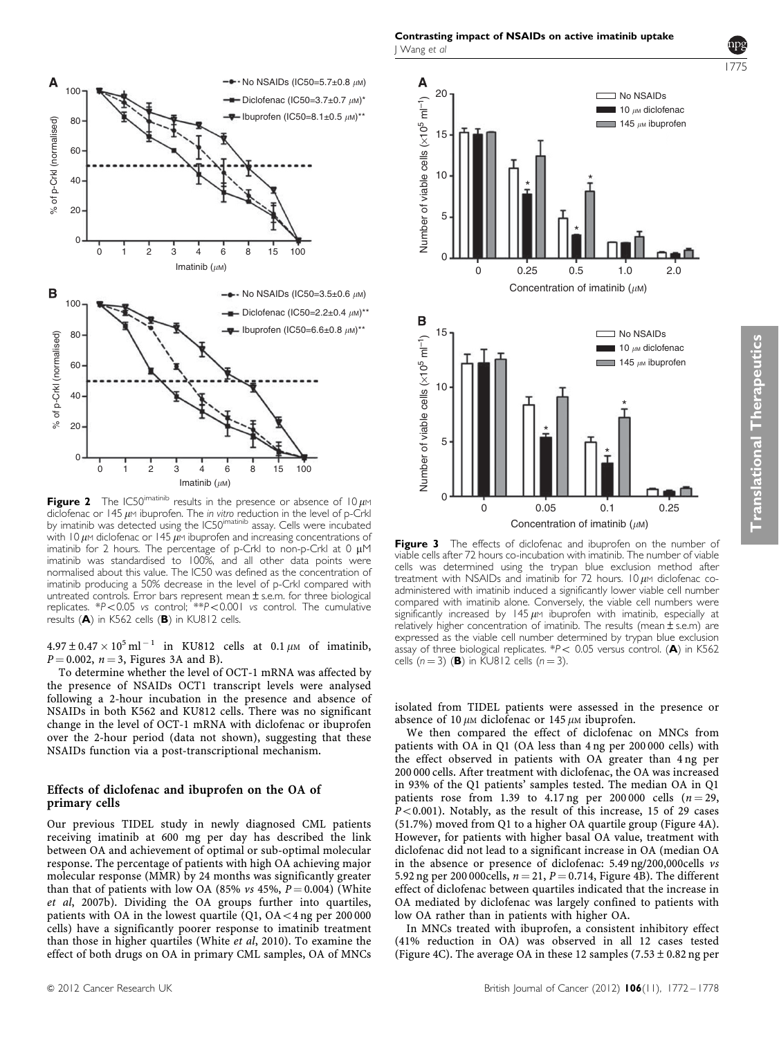**A**

No NSAIDs (IC50=5.7±0.8 μM)

Diclofenac (IC50=3.7±0.7 μM)*

Ibuprofen (IC50=8.1±0.5 μM)**

% of p-Crkl (normalised)

100
80
60
40
20
0

0 1 2 3 4 6 8 15 100

Imatinib (μM)

**B**

No NSAIDs (IC50=3.5±0.6 μM)

Diclofenac (IC50=2.2±0.4 μM)**

Ibuprofen (IC50=6.6±0.8 μM)**

% of p-Crkl (normalised)

100
80
60
40
20
0

0 1 2 3 4 6 8 15 100

Imatinib (μM)

**Figure 2** The IC50[imatinib] results in the presence or absence of 10 μM diclofenac or 145 μM ibuprofen. The *in vitro* reduction in the level of p-Crkl by imatinib was detected using the IC50[imatinib] assay. Cells were incubated with 10 μM diclofenac or 145 μM ibuprofen and increasing concentrations of imatinib for 2 hours. The percentage of p-Crkl to non-p-Crkl at 0 μM imatinib was standardised to 100%, and all other data points were normalised about this value. The IC50 was defined as the concentration of imatinib producing a 50% decrease in the level of p-Crkl compared with untreated controls. Error bars represent mean ± s.e.m. for three biological replicates. *$P<0.05$ *vs* control; **$P<0.001$ *vs* control. The cumulative results (**A**) in K562 cells (**B**) in KU812 cells.

**A**

No NSAIDs

10 μM diclofenac

145 μM ibuprofen

Number of viable cells ($\times 10^5$ ml$^{-1}$)

20
15
10
5
0

0 0.25 0.5 1.0 2.0

Concentration of imatinib (μM)

**B**

No NSAIDs

10 μM diclofenac

145 μM ibuprofen

Number of viable cells ($\times 10^5$ ml$^{-1}$)

15
10
5
0

0 0.05 0.1 0.25

Concentration of imatinib (μM)

**Figure 3** The effects of diclofenac and ibuprofen on the number of viable cells after 72 hours co-incubation with imatinib. The number of viable cells was determined using the trypan blue exclusion method after treatment with NSAIDs and imatinib for 72 hours. 10 μM diclofenac co-administered with imatinib induced a significantly lower viable cell number compared with imatinib alone. Conversely, the viable cell numbers were significantly increased by 145 μM ibuprofen with imatinib, especially at relatively higher concentration of imatinib. The results (mean ± s.e.m) are expressed as the viable cell number determined by trypan blue exclusion assay of three biological replicates. *$P<0.05$ versus control. (**A**) in K562 cells ($n=3$) (**B**) in KU812 cells ($n=3$).

$4.97 \pm 0.47 \times 10^5$ ml$^{-1}$ in KU812 cells at 0.1 μM of imatinib, $P=0.002$, $n=3$, Figures 3A and B).

To determine whether the level of OCT-1 mRNA was affected by the presence of NSAIDs OCT1 transcript levels were analysed following a 2-hour incubation in the presence and absence of NSAIDs in both K562 and KU812 cells. There was no significant change in the level of OCT-1 mRNA with diclofenac or ibuprofen over the 2-hour period (data not shown), suggesting that these NSAIDs function via a post-transcriptional mechanism.

### Effects of diclofenac and ibuprofen on the OA of primary cells

Our previous TIDEL study in newly diagnosed CML patients receiving imatinib at 600 mg per day has described the link between OA and achievement of optimal or sub-optimal molecular response. The percentage of patients with high OA achieving major molecular response (MMR) by 24 months was significantly greater than that of patients with low OA (85% *vs* 45%, $P=0.004$) (White *et al*, 2007b). Dividing the OA groups further into quartiles, patients with OA in the lowest quartile (Q1, OA < 4 ng per 200 000 cells) have a significantly poorer response to imatinib treatment than those in higher quartiles (White *et al*, 2010). To examine the effect of both drugs on OA in primary CML samples, OA of MNCs isolated from TIDEL patients were assessed in the presence or absence of 10 μM diclofenac or 145 μM ibuprofen.

We then compared the effect of diclofenac on MNCs from patients with OA in Q1 (OA less than 4 ng per 200 000 cells) with the effect observed in patients with OA greater than 4 ng per 200 000 cells. After treatment with diclofenac, the OA was increased in 93% of the Q1 patients' samples tested. The median OA in Q1 patients rose from 1.39 to 4.17 ng per 200 000 cells ($n=29$, $P<0.001$). Notably, as the result of this increase, 15 of 29 cases (51.7%) moved from Q1 to a higher OA quartile group (Figure 4A). However, for patients with higher basal OA value, treatment with diclofenac did not lead to a significant increase in OA (median OA in the absence or presence of diclofenac: 5.49 ng/200,000cells *vs* 5.92 ng per 200 000cells, $n=21$, $P=0.714$, Figure 4B). The different effect of diclofenac between quartiles indicated that the increase in OA mediated by diclofenac was largely confined to patients with low OA rather than in patients with higher OA.

In MNCs treated with ibuprofen, a consistent inhibitory effect (41% reduction in OA) was observed in all 12 cases tested (Figure 4C). The average OA in these 12 samples (7.53 ± 0.82 ng per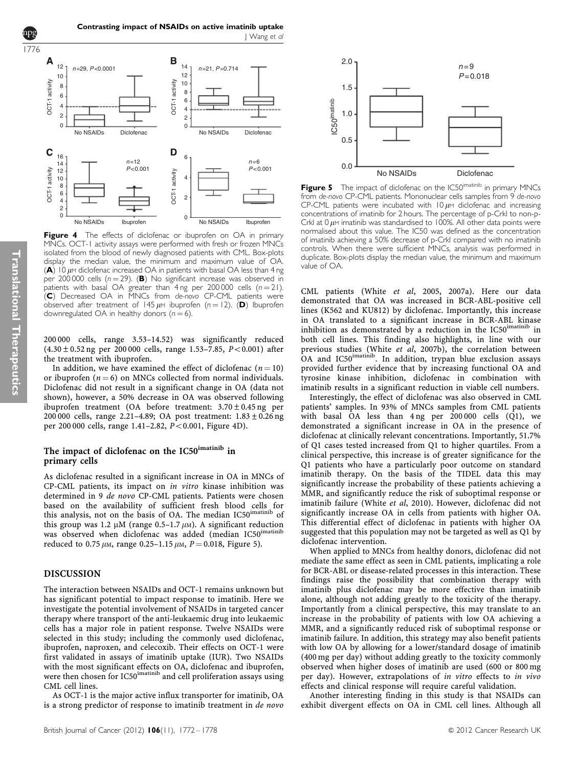A
n=29, P<0.0001
OCT-1 activity
12
10
8
6
4
2
0
No NSAIDs
Diclofenac

B
n=21, P=0.714
OCT-1 activity
14
12
10
8
6
4
2
0
No NSAIDs
Diclofenac

C
n=12
P<0.001
OCT-1 activity
16
14
12
10
8
6
4
2
0
No NSAIDs
Ibuprofen

D
n=6
P<0.001
OCT-1 activity
6
4
2
0
No NSAIDs
Ibuprofen

**Figure 4** The effects of diclofenac or ibuprofen on OA in primary MNCs. OCT-1 activity assays were performed with fresh or frozen MNCs isolated from the blood of newly diagnosed patients with CML. Box-plots display the median value, the minimum and maximum value of OA. (**A**) 10 $\mu$M diclofenac increased OA in patients with basal OA less than 4 ng per 200 000 cells ($n = 29$). (**B**) No significant increase was observed in patients with basal OA greater than 4 ng per 200 000 cells ($n = 21$). (**C**) Decreased OA in MNCs from *de-novo* CP-CML patients were observed after treatment of 145 $\mu$M ibuprofen ($n = 12$). (**D**) Ibuprofen downregulated OA in healthy donors ($n = 6$).

200 000 cells, range 3.53–14.52) was significantly reduced (4.30 ± 0.52 ng per 200 000 cells, range 1.53–7.85, $P < 0.001$) after the treatment with ibuprofen.

In addition, we have examined the effect of diclofenac ($n = 10$) or ibuprofen ($n = 6$) on MNCs collected from normal individuals. Diclofenac did not result in a significant change in OA (data not shown), however, a 50% decrease in OA was observed following ibuprofen treatment (OA before treatment: 3.70 ± 0.45 ng per 200 000 cells, range 2.21–4.89; OA post treatment: 1.83 ± 0.26 ng per 200 000 cells, range 1.41–2.82, $P < 0.001$, Figure 4D).

### The impact of diclofenac on the IC50$^{imatinib}$ in primary cells

As diclofenac resulted in a significant increase in OA in MNCs of CP-CML patients, its impact on *in vitro* kinase inhibition was determined in 9 *de novo* CP-CML patients. Patients were chosen based on the availability of sufficient fresh blood cells for this analysis, not on the basis of OA. The median IC50$^{imatinib}$ of this group was 1.2 μM (range 0.5–1.7 $\mu$M). A significant reduction was observed when diclofenac was added (median IC50$^{imatinib}$ reduced to 0.75 $\mu$M, range 0.25–1.15 $\mu$M, $P = 0.018$, Figure 5).

## DISCUSSION

The interaction between NSAIDs and OCT-1 remains unknown but has significant potential to impact response to imatinib. Here we investigate the potential involvement of NSAIDs in targeted cancer therapy where transport of the anti-leukaemic drug into leukaemic cells has a major role in patient response. Twelve NSAIDs were selected in this study; including the commonly used diclofenac, ibuprofen, naproxen, and celecoxib. Their effects on OCT-1 were first validated in assays of imatinib uptake (IUR). Two NSAIDs with the most significant effects on OA, diclofenac and ibuprofen, were then chosen for IC50$^{imatinib}$ and cell proliferation assays using CML cell lines.

As OCT-1 is the major active influx transporter for imatinib, OA is a strong predictor of response to imatinib treatment in *de novo*

n=9
P=0.018
IC50$^{imatinib}$
2.0
1.5
1.0
0.5
0.0
No NSAIDs
Diclofenac

**Figure 5** The impact of diclofenac on the IC50$^{imatinib}$ in primary MNCs from *de-novo* CP-CML patients. Mononuclear cells samples from 9 *de-novo* CP-CML patients were incubated with 10 $\mu$M diclofenac and increasing concentrations of imatinib for 2 hours. The percentage of p-Crkl to non-p-Crkl at 0 $\mu$M imatinib was standardised to 100%. All other data points were normalised about this value. The IC50 was defined as the concentration of imatinib achieving a 50% decrease of p-Crkl compared with no imatinib controls. When there were sufficient MNCs, analysis was performed in duplicate. Box-plots display the median value, the minimum and maximum value of OA.

CML patients (White *et al*, 2005, 2007a). Here our data demonstrated that OA was increased in BCR-ABL-positive cell lines (K562 and KU812) by diclofenac. Importantly, this increase in OA translated to a significant increase in BCR-ABL kinase inhibition as demonstrated by a reduction in the IC50$^{imatinib}$ in both cell lines. This finding also highlights, in line with our previous studies (White *et al*, 2007b), the correlation between OA and IC50$^{imatinib}$. In addition, trypan blue exclusion assays provided further evidence that by increasing functional OA and tyrosine kinase inhibition, diclofenac in combination with imatinib results in a significant reduction in viable cell numbers.

Interestingly, the effect of diclofenac was also observed in CML patients' samples. In 93% of MNCs samples from CML patients with basal OA less than 4 ng per 200 000 cells (Q1), we demonstrated a significant increase in OA in the presence of diclofenac at clinically relevant concentrations. Importantly, 51.7% of Q1 cases tested increased from Q1 to higher quartiles. From a clinical perspective, this increase is of greater significance for the Q1 patients who have a particularly poor outcome on standard imatinib therapy. On the basis of the TIDEL data this may significantly increase the probability of these patients achieving a MMR, and significantly reduce the risk of suboptimal response or imatinib failure (White *et al*, 2010). However, diclofenac did not significantly increase OA in cells from patients with higher OA. This differential effect of diclofenac in patients with higher OA suggested that this population may not be targeted as well as Q1 by diclofenac intervention.

When applied to MNCs from healthy donors, diclofenac did not mediate the same effect as seen in CML patients, implicating a role for BCR-ABL or disease-related processes in this interaction. These findings raise the possibility that combination therapy with imatinib plus diclofenac may be more effective than imatinib alone, although not adding greatly to the toxicity of the therapy. Importantly from a clinical perspective, this may translate to an increase in the probability of patients with low OA achieving a MMR, and a significantly reduced risk of suboptimal response or imatinib failure. In addition, this strategy may also benefit patients with low OA by allowing for a lower/standard dosage of imatinib (400 mg per day) without adding greatly to the toxicity commonly observed when higher doses of imatinib are used (600 or 800 mg per day). However, extrapolations of *in vitro* effects to *in vivo* effects and clinical response will require careful validation.

Another interesting finding in this study is that NSAIDs can exhibit divergent effects on OA in CML cell lines. Although all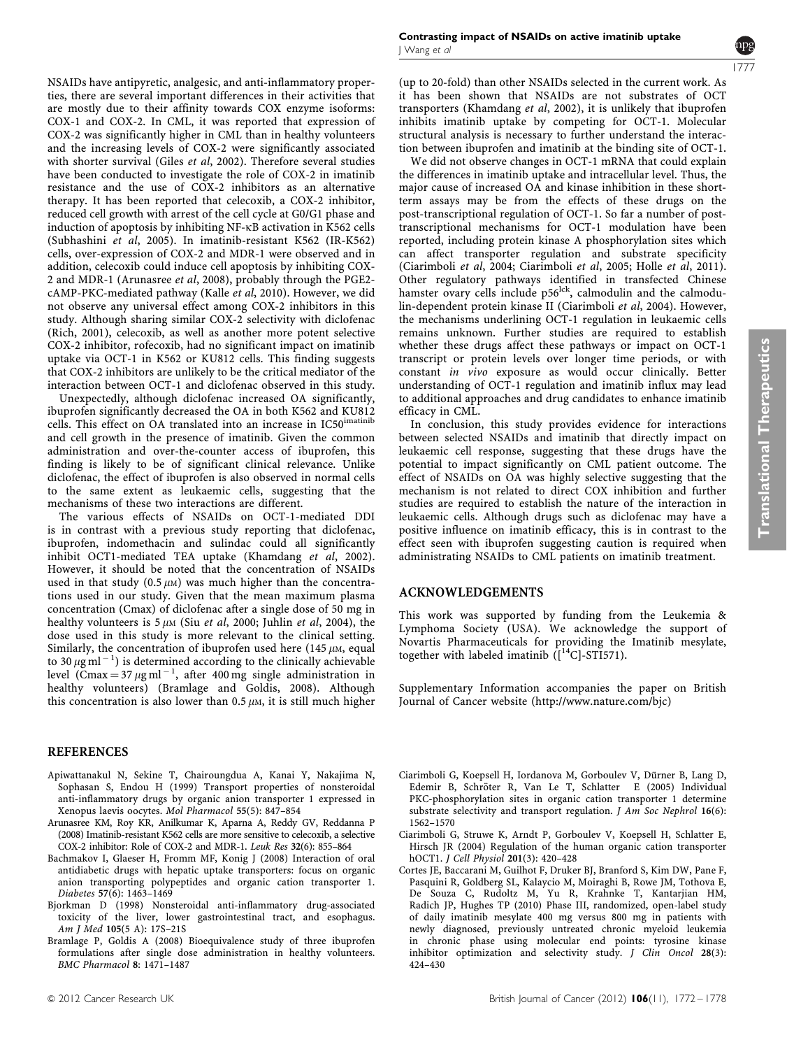NSAIDs have antipyretic, analgesic, and anti-inflammatory properties, there are several important differences in their activities that are mostly due to their affinity towards COX enzyme isoforms: COX-1 and COX-2. In CML, it was reported that expression of COX-2 was significantly higher in CML than in healthy volunteers and the increasing levels of COX-2 were significantly associated with shorter survival (Giles *et al*, 2002). Therefore several studies have been conducted to investigate the role of COX-2 in imatinib resistance and the use of COX-2 inhibitors as an alternative therapy. It has been reported that celecoxib, a COX-2 inhibitor, reduced cell growth with arrest of the cell cycle at G0/G1 phase and induction of apoptosis by inhibiting NF-κB activation in K562 cells (Subhashini *et al*, 2005). In imatinib-resistant K562 (IR-K562) cells, over-expression of COX-2 and MDR-1 were observed and in addition, celecoxib could induce cell apoptosis by inhibiting COX-2 and MDR-1 (Arunasree *et al*, 2008), probably through the PGE2-cAMP-PKC-mediated pathway (Kalle *et al*, 2010). However, we did not observe any universal effect among COX-2 inhibitors in this study. Although sharing similar COX-2 selectivity with diclofenac (Rich, 2001), celecoxib, as well as another more potent selective COX-2 inhibitor, rofecoxib, had no significant impact on imatinib uptake via OCT-1 in K562 or KU812 cells. This finding suggests that COX-2 inhibitors are unlikely to be the critical mediator of the interaction between OCT-1 and diclofenac observed in this study.

Unexpectedly, although diclofenac increased OA significantly, ibuprofen significantly decreased the OA in both K562 and KU812 cells. This effect on OA translated into an increase in $IC50^{imatinib}$ and cell growth in the presence of imatinib. Given the common administration and over-the-counter access of ibuprofen, this finding is likely to be of significant clinical relevance. Unlike diclofenac, the effect of ibuprofen is also observed in normal cells to the same extent as leukaemic cells, suggesting that the mechanisms of these two interactions are different.

The various effects of NSAIDs on OCT-1-mediated DDI is in contrast with a previous study reporting that diclofenac, ibuprofen, indomethacin and sulindac could all significantly inhibit OCT1-mediated TEA uptake (Khamdang *et al*, 2002). However, it should be noted that the concentration of NSAIDs used in that study (0.5 $\mu$M) was much higher than the concentrations used in our study. Given that the mean maximum plasma concentration (Cmax) of diclofenac after a single dose of 50 mg in healthy volunteers is 5 $\mu$M (Siu *et al*, 2000; Juhlin *et al*, 2004), the dose used in this study is more relevant to the clinical setting. Similarly, the concentration of ibuprofen used here (145 $\mu$M, equal to 30 $\mu$g ml$^{-1}$) is determined according to the clinically achievable level (Cmax = 37 $\mu$g ml$^{-1}$, after 400 mg single administration in healthy volunteers) (Bramlage and Goldis, 2008). Although this concentration is also lower than 0.5 $\mu$M, it is still much higher (up to 20-fold) than other NSAIDs selected in the current work. As it has been shown that NSAIDs are not substrates of OCT transporters (Khamdang *et al*, 2002), it is unlikely that ibuprofen inhibits imatinib uptake by competing for OCT-1. Molecular structural analysis is necessary to further understand the interaction between ibuprofen and imatinib at the binding site of OCT-1.

We did not observe changes in OCT-1 mRNA that could explain the differences in imatinib uptake and intracellular level. Thus, the major cause of increased OA and kinase inhibition in these short-term assays may be from the effects of these drugs on the post-transcriptional regulation of OCT-1. So far a number of post-transcriptional mechanisms for OCT-1 modulation have been reported, including protein kinase A phosphorylation sites which can affect transporter regulation and substrate specificity (Ciarimboli *et al*, 2004; Ciarimboli *et al*, 2005; Holle *et al*, 2011). Other regulatory pathways identified in transfected Chinese hamster ovary cells include $p56^{lck}$, calmodulin and the calmodulin-dependent protein kinase II (Ciarimboli *et al*, 2004). However, the mechanisms underlining OCT-1 regulation in leukaemic cells remains unknown. Further studies are required to establish whether these drugs affect these pathways or impact on OCT-1 transcript or protein levels over longer time periods, or with constant *in vivo* exposure as would occur clinically. Better understanding of OCT-1 regulation and imatinib influx may lead to additional approaches and drug candidates to enhance imatinib efficacy in CML.

In conclusion, this study provides evidence for interactions between selected NSAIDs and imatinib that directly impact on leukaemic cell response, suggesting that these drugs have the potential to impact significantly on CML patient outcome. The effect of NSAIDs on OA was highly selective suggesting that the mechanism is not related to direct COX inhibition and further studies are required to establish the nature of the interaction in leukaemic cells. Although drugs such as diclofenac may have a positive influence on imatinib efficacy, this is in contrast to the effect seen with ibuprofen suggesting caution is required when administrating NSAIDs to CML patients on imatinib treatment.

## ACKNOWLEDGEMENTS

This work was supported by funding from the Leukemia & Lymphoma Society (USA). We acknowledge the support of Novartis Pharmaceuticals for providing the Imatinib mesylate, together with labeled imatinib ([$^{14}$C]-STI571).

Supplementary Information accompanies the paper on British Journal of Cancer website (http://www.nature.com/bjc)

## REFERENCES

Apiwattanakul N, Sekine T, Chairoungdua A, Kanai Y, Nakajima N, Sophasan S, Endou H (1999) Transport properties of nonsteroidal anti-inflammatory drugs by organic anion transporter 1 expressed in Xenopus laevis oocytes. *Mol Pharmacol* **55**(5): 847–854

Arunasree KM, Roy KR, Anilkumar K, Aparna A, Reddy GV, Reddanna P (2008) Imatinib-resistant K562 cells are more sensitive to celecoxib, a selective COX-2 inhibitor: Role of COX-2 and MDR-1. *Leuk Res* **32**(6): 855–864

Bachmakov I, Glaeser H, Fromm MF, Konig J (2008) Interaction of oral antidiabetic drugs with hepatic uptake transporters: focus on organic anion transporting polypeptides and organic cation transporter 1. *Diabetes* **57**(6): 1463–1469

Bjorkman D (1998) Nonsteroidal anti-inflammatory drug-associated toxicity of the liver, lower gastrointestinal tract, and esophagus. *Am J Med* **105**(5 A): 17S–21S

Bramlage P, Goldis A (2008) Bioequivalence study of three ibuprofen formulations after single dose administration in healthy volunteers. *BMC Pharmacol* **8**: 1471–1487

Ciarimboli G, Koepsell H, Iordanova M, Gorboulev V, Dürner B, Lang D, Edemir B, Schröter R, Van Le T, Schlatter E (2005) Individual PKC-phosphorylation sites in organic cation transporter 1 determine substrate selectivity and transport regulation. *J Am Soc Nephrol* **16**(6): 1562–1570

Ciarimboli G, Struwe K, Arndt P, Gorboulev V, Koepsell H, Schlatter E, Hirsch JR (2004) Regulation of the human organic cation transporter hOCT1. *J Cell Physiol* **201**(3): 420–428

Cortes JE, Baccarani M, Guilhot F, Druker BJ, Branford S, Kim DW, Pane F, Pasquini R, Goldberg SL, Kalaycio M, Moiraghi B, Rowe JM, Tothova E, De Souza C, Rudoltz M, Yu R, Krahnke T, Kantarjian HM, Radich JP, Hughes TP (2010) Phase III, randomized, open-label study of daily imatinib mesylate 400 mg versus 800 mg in patients with newly diagnosed, previously untreated chronic myeloid leukemia in chronic phase using molecular end points: tyrosine kinase inhibitor optimization and selectivity study. *J Clin Oncol* **28**(3): 424–430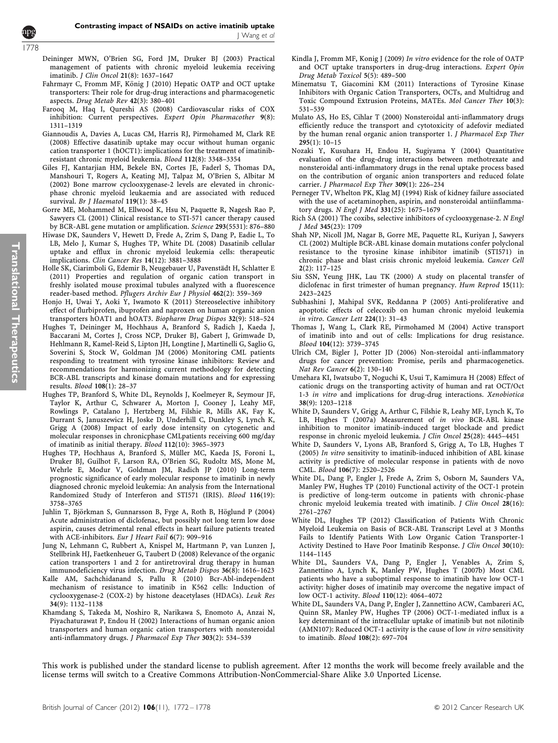Deininger MWN, O'Brien SG, Ford JM, Druker BJ (2003) Practical management of patients with chronic myeloid leukemia receiving imatinib. *J Clin Oncol* **21**(8): 1637–1647

Fahrmayr C, Fromm MF, König J (2010) Hepatic OATP and OCT uptake transporters: Their role for drug-drug interactions and pharmacogenetic aspects. *Drug Metab Rev* **42**(3): 380–401

Farooq M, Haq I, Qureshi AS (2008) Cardiovascular risks of COX inhibition: Current perspectives. *Expert Opin Pharmacother* **9**(8): 1311–1319

Giannoudis A, Davies A, Lucas CM, Harris RJ, Pirmohamed M, Clark RE (2008) Effective dasatinib uptake may occur without human organic cation transporter 1 (hOCT1): implications for the treatment of imatinib-resistant chronic myeloid leukemia. *Blood* **112**(8): 3348–3354

Giles FJ, Kantarjian HM, Bekele BN, Cortes JE, Faderl S, Thomas DA, Manshouri T, Rogers A, Keating MJ, Talpaz M, O'Brien S, Albitar M (2002) Bone marrow cyclooxygenase-2 levels are elevated in chronic-phase chronic myeloid leukaemia and are associated with reduced survival. *Br J Haematol* **119**(1): 38–45

Gorre ME, Mohammed M, Ellwood K, Hsu N, Paquette R, Nagesh Rao P, Sawyers CL (2001) Clinical resistance to STI-571 cancer therapy caused by BCR-ABL gene mutation or amplification. *Science* **293**(5531): 876–880

Hiwase DK, Saunders V, Hewett D, Frede A, Zrim S, Dang P, Eadie L, To LB, Melo J, Kumar S, Hughes TP, White DL (2008) Dasatinib cellular uptake and efflux in chronic myeloid leukemia cells: therapeutic implications. *Clin Cancer Res* **14**(12): 3881–3888

Holle SK, Ciarimboli G, Edemir B, Neugebauer U, Pavenstädt H, Schlatter E (2011) Properties and regulation of organic cation transport in freshly isolated mouse proximal tubules analyzed with a fluorescence reader-based method. *Pflugers Archiv Eur J Physiol* **462**(2): 359–369

Honjo H, Uwai Y, Aoki Y, Iwamoto K (2011) Stereoselective inhibitory effect of flurbiprofen, ibuprofen and naproxen on human organic anion transporters hOAT1 and hOAT3. *Biopharm Drug Dispos* **32**(9): 518–524

Hughes T, Deininger M, Hochhaus A, Branford S, Radich J, Kaeda J, Baccarani M, Cortes J, Cross NCP, Druker BJ, Gabert J, Grimwade D, Hehlmann R, Kamel-Reid S, Lipton JH, Longtine J, Martinelli G, Saglio G, Soverini S, Stock W, Goldman JM (2006) Monitoring CML patients responding to treatment with tyrosine kinase inhibitors: Review and recommendations for harmonizing current methodology for detecting BCR-ABL transcripts and kinase domain mutations and for expressing results. *Blood* **108**(1): 28–37

Hughes TP, Branford S, White DL, Reynolds J, Koelmeyer R, Seymour JF, Taylor K, Arthur C, Schwarer A, Morton J, Cooney J, Leahy MF, Rowlings P, Catalano J, Hertzberg M, Filshie R, Mills AK, Fay K, Durrant S, Januszewicz H, Joske D, Underhill C, Dunkley S, Lynch K, Grigg A (2008) Impact of early dose intensity on cytogenetic and molecular responses in chronicphase CMLpatients receiving 600 mg/day of imatinib as initial therapy. *Blood* **112**(10): 3965–3973

Hughes TP, Hochhaus A, Branford S, Müller MC, Kaeda JS, Foroni L, Druker BJ, Guilhot F, Larson RA, O'Brien SG, Rudoltz MS, Mone M, Wehrle E, Modur V, Goldman JM, Radich JP (2010) Long-term prognostic significance of early molecular response to imatinib in newly diagnosed chronic myeloid leukemia: An analysis from the International Randomized Study of Interferon and STI571 (IRIS). *Blood* **116**(19): 3758–3765

Juhlin T, Björkman S, Gunnarsson B, Fyge A, Roth B, Höglund P (2004) Acute administration of diclofenac, but possibly not long term low dose aspirin, causes detrimental renal effects in heart failure patients treated with ACE-inhibitors. *Eur J Heart Fail* **6**(7): 909–916

Jung N, Lehmann C, Rubbert A, Knispel M, Hartmann P, van Lunzen J, Stellbrink HJ, Faetkenheuer G, Taubert D (2008) Relevance of the organic cation transporters 1 and 2 for antiretroviral drug therapy in human immunodeficiency virus infection. *Drug Metab Dispos* **36**(8): 1616–1623

Kalle AM, Sachchidanand S, Pallu R (2010) Bcr-Abl-independent mechanism of resistance to imatinib in K562 cells: Induction of cyclooxygenase-2 (COX-2) by histone deacetylases (HDACs). *Leuk Res* **34**(9): 1132–1138

Khamdang S, Takeda M, Noshiro R, Narikawa S, Enomoto A, Anzai N, Piyachaturawat P, Endou H (2002) Interactions of human organic anion transporters and human organic cation transporters with nonsteroidal anti-inflammatory drugs. *J Pharmacol Exp Ther* **303**(2): 534–539

Kindla J, Fromm MF, Konig J (2009) *In vitro* evidence for the role of OATP and OCT uptake transporters in drug-drug interactions. *Expert Opin Drug Metab Toxicol* **5**(5): 489–500

Minematsu T, Giacomini KM (2011) Interactions of Tyrosine Kinase Inhibitors with Organic Cation Transporters, OCTs, and Multidrug and Toxic Compound Extrusion Proteins, MATEs. *Mol Cancer Ther* **10**(3): 531–539

Mulato AS, Ho ES, Cihlar T (2000) Nonsteroidal anti-inflammatory drugs efficiently reduce the transport and cytotoxicity of adefovir mediated by the human renal organic anion transporter 1. *J Pharmacol Exp Ther* **295**(1): 10–15

Nozaki Y, Kusuhara H, Endou H, Sugiyama Y (2004) Quantitative evaluation of the drug-drug interactions between methotrexate and nonsteroidal anti-inflammatory drugs in the renal uptake process based on the contribution of organic anion transporters and reduced folate carrier. *J Pharmacol Exp Ther* **309**(1): 226–234

Perneger TV, Whelton PK, Klag MJ (1994) Risk of kidney failure associated with the use of acetaminophen, aspirin, and nonsteroidal antiinflammatory drugs. *N Engl J Med* **331**(25): 1675–1679

Rich SA (2001) The coxibs, selective inhibitors of cyclooxygenase-2. *N Engl J Med* **345**(23): 1709

Shah NP, Nicoll JM, Nagar B, Gorre ME, Paquette RL, Kuriyan J, Sawyers CL (2002) Multiple BCR-ABL kinase domain mutations confer polyclonal resistance to the tyrosine kinase inhibitor imatinib (STI571) in chronic phase and blast crisis chronic myeloid leukemia. *Cancer Cell* **2**(2): 117–125

Siu SSN, Yeung JHK, Lau TK (2000) A study on placental transfer of diclofenac in first trimester of human pregnancy. *Hum Reprod* **15**(11): 2423–2425

Subhashini J, Mahipal SVK, Reddanna P (2005) Anti-proliferative and apoptotic effects of celecoxib on human chronic myeloid leukemia *in vitro*. *Cancer Lett* **224**(1): 31–43

Thomas J, Wang L, Clark RE, Pirmohamed M (2004) Active transport of imatinib into and out of cells: Implications for drug resistance. *Blood* **104**(12): 3739–3745

Ulrich CM, Bigler J, Potter JD (2006) Non-steroidal anti-inflammatory drugs for cancer prevention: Promise, perils and pharmacogenetics. *Nat Rev Cancer* **6**(2): 130–140

Umehara KI, Iwatsubo T, Noguchi K, Usui T, Kamimura H (2008) Effect of cationic drugs on the transporting activity of human and rat OCT/Oct 1-3 *in vitro* and implications for drug-drug interactions. *Xenobiotica* **38**(9): 1203–1218

White D, Saunders V, Grigg A, Arthur C, Filshie R, Leahy MF, Lynch K, To LB, Hughes T (2007a) Measurement of *in vivo* BCR-ABL kinase inhibition to monitor imatinib-induced target blockade and predict response in chronic myeloid leukemia. *J Clin Oncol* **25**(28): 4445–4451

White D, Saunders V, Lyons AB, Branford S, Grigg A, To LB, Hughes T (2005) *In vitro* sensitivity to imatinib-induced inhibition of ABL kinase activity is predictive of molecular response in patients with de novo CML. *Blood* **106**(7): 2520–2526

White DL, Dang P, Engler J, Frede A, Zrim S, Osborn M, Saunders VA, Manley PW, Hughes TP (2010) Functional activity of the OCT-1 protein is predictive of long-term outcome in patients with chronic-phase chronic myeloid leukemia treated with imatinib. *J Clin Oncol* **28**(16): 2761–2767

White DL, Hughes TP (2012) Classification of Patients With Chronic Myeloid Leukemia on Basis of BCR-ABL Transcript Level at 3 Months Fails to Identify Patients With Low Organic Cation Transporter-1 Activity Destined to Have Poor Imatinib Response. *J Clin Oncol* **30**(10): 1144–1145

White DL, Saunders VA, Dang P, Engler J, Venables A, Zrim S, Zannettino A, Lynch K, Manley PW, Hughes T (2007b) Most CML patients who have a suboptimal response to imatinib have low OCT-1 activity: higher doses of imatinib may overcome the negative impact of low OCT-1 activity. *Blood* **110**(12): 4064–4072

White DL, Saunders VA, Dang P, Engler J, Zannettino ACW, Cambareri AC, Quinn SR, Manley PW, Hughes TP (2006) OCT-1-mediated influx is a key determinant of the intracellular uptake of imatinib but not nilotinib (AMN107): Reduced OCT-1 activity is the cause of low *in vitro* sensitivity to imatinib. *Blood* **108**(2): 697–704

This work is published under the standard license to publish agreement. After 12 months the work will become freely available and the license terms will switch to a Creative Commons Attribution-NonCommercial-Share Alike 3.0 Unported License.